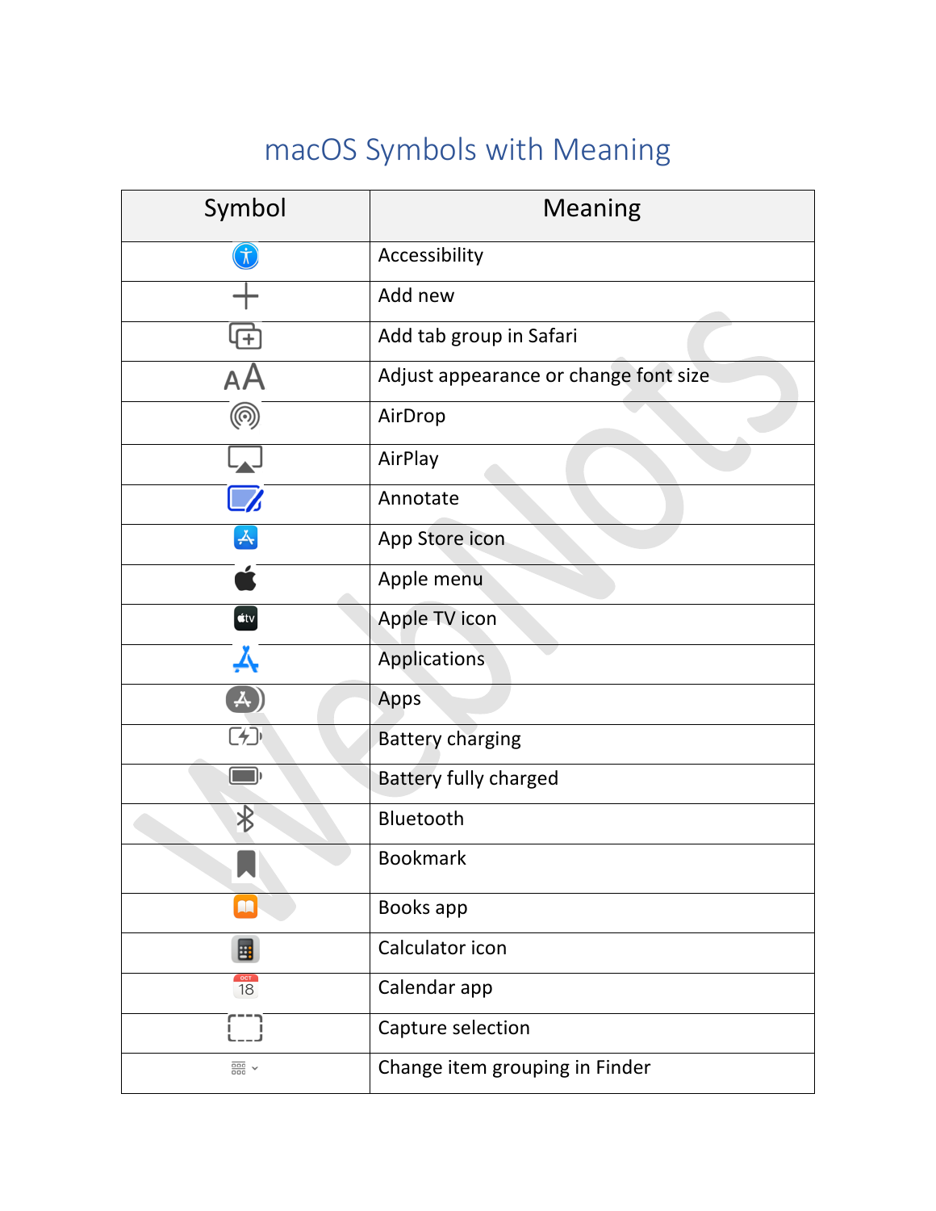# macOS Symbols with Meaning

| Symbol | Meaning |
|---|---|
| | Accessibility |
| | Add new |
| | Add tab group in Safari |
| | Adjust appearance or change font size |
| | AirDrop |
| | AirPlay |
| | Annotate |
| | App Store icon |
| | Apple menu |
| | Apple TV icon |
| | Applications |
| | Apps |
| | Battery charging |
| | Battery fully charged |
| | Bluetooth |
| | Bookmark |
| | Books app |
| | Calculator icon |
| | Calendar app |
| | Capture selection |
| | Change item grouping in Finder |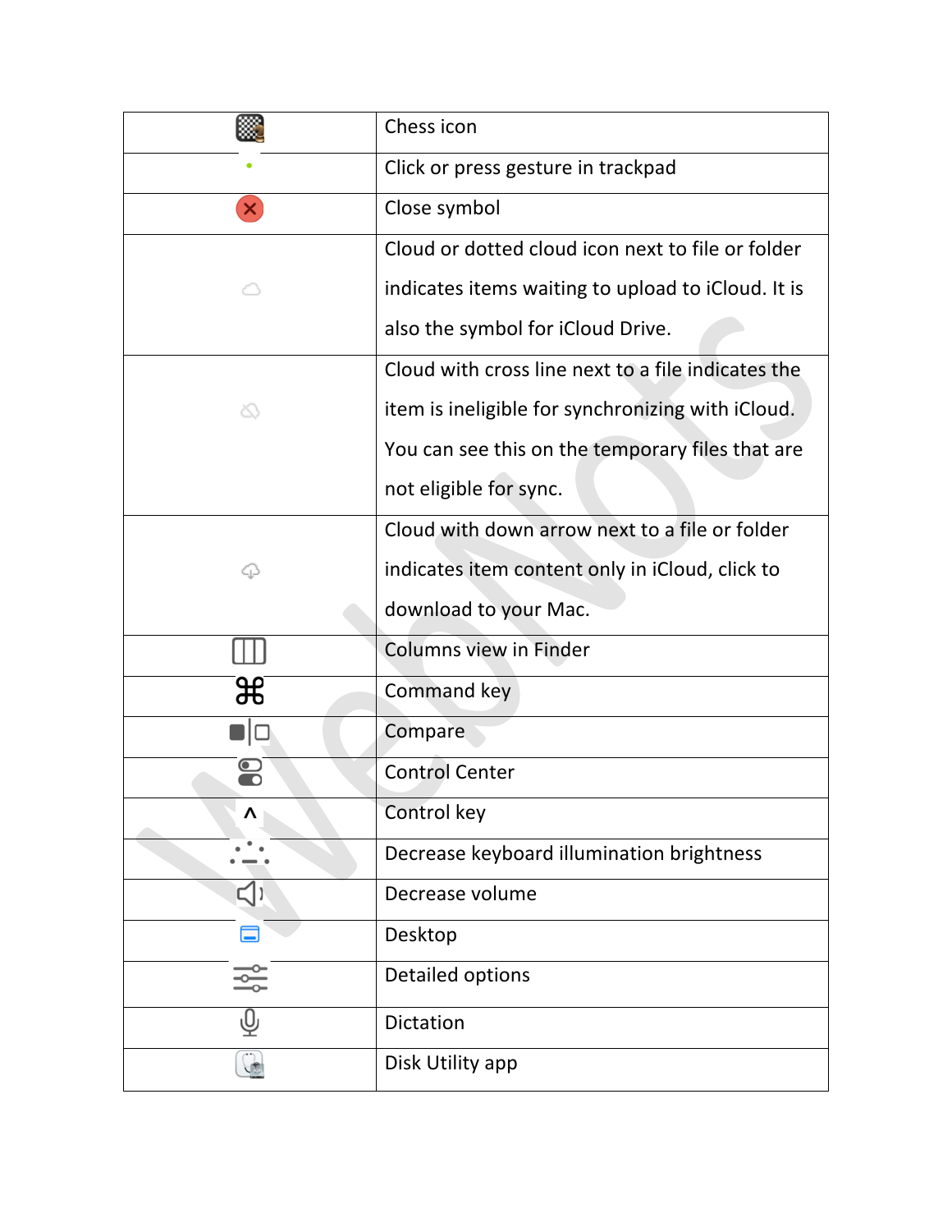| | |
|---|---|
| | Chess icon |
| | Click or press gesture in trackpad |
| | Close symbol |
| | Cloud or dotted cloud icon next to file or folder indicates items waiting to upload to iCloud. It is also the symbol for iCloud Drive. |
| | Cloud with cross line next to a file indicates the item is ineligible for synchronizing with iCloud. You can see this on the temporary files that are not eligible for sync. |
| | Cloud with down arrow next to a file or folder indicates item content only in iCloud, click to download to your Mac. |
| | Columns view in Finder |
| ⌘ | Command key |
| | Compare |
| | Control Center |
| ^ | Control key |
| | Decrease keyboard illumination brightness |
| | Decrease volume |
| | Desktop |
| | Detailed options |
| | Dictation |
| | Disk Utility app |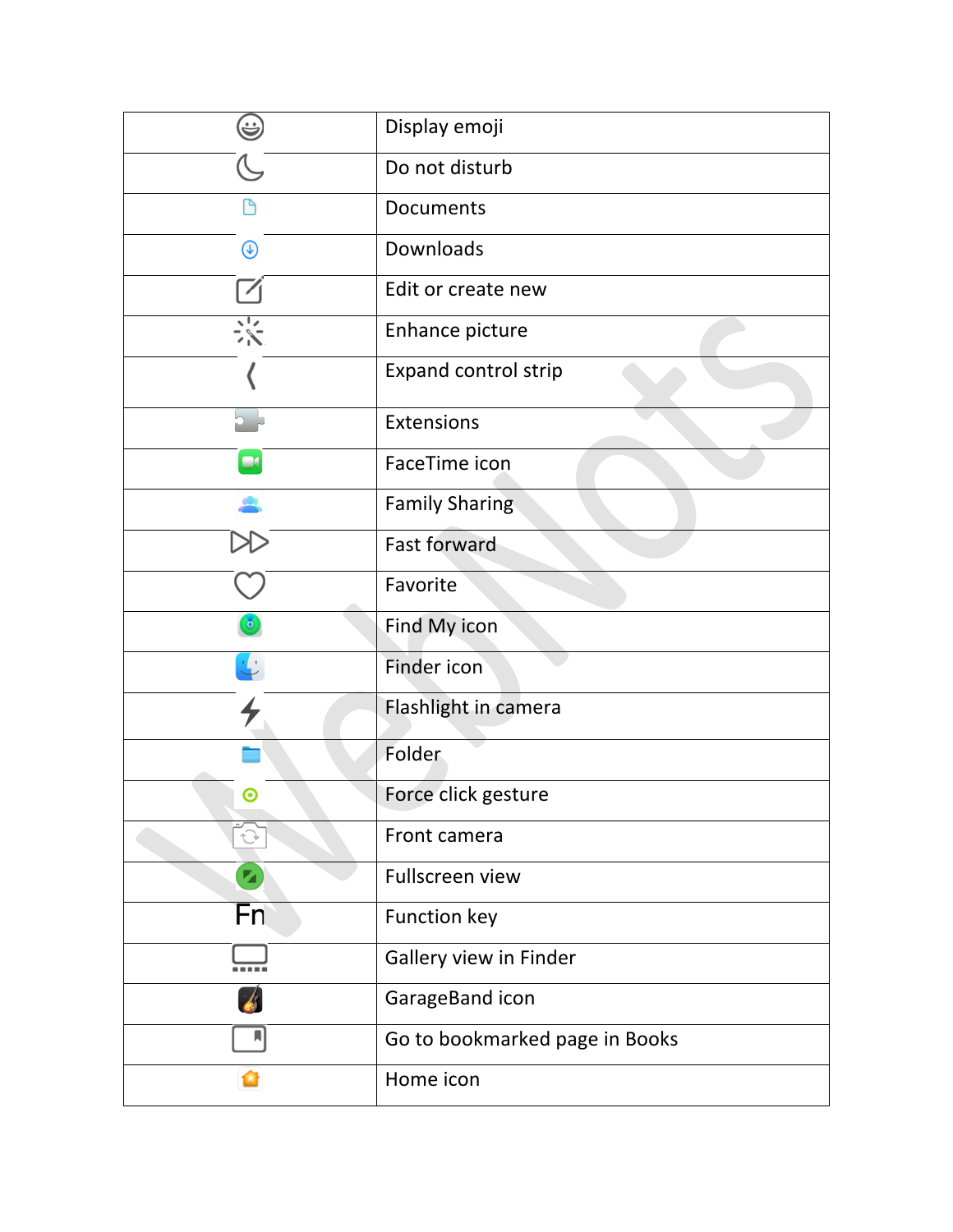| | |
|---|---|
| | Display emoji |
| | Do not disturb |
| | Documents |
| | Downloads |
| | Edit or create new |
| | Enhance picture |
| | Expand control strip |
| | Extensions |
| | FaceTime icon |
| | Family Sharing |
| | Fast forward |
| | Favorite |
| | Find My icon |
| | Finder icon |
| | Flashlight in camera |
| | Folder |
| | Force click gesture |
| | Front camera |
| | Fullscreen view |
| Fn | Function key |
| | Gallery view in Finder |
| | GarageBand icon |
| | Go to bookmarked page in Books |
| | Home icon |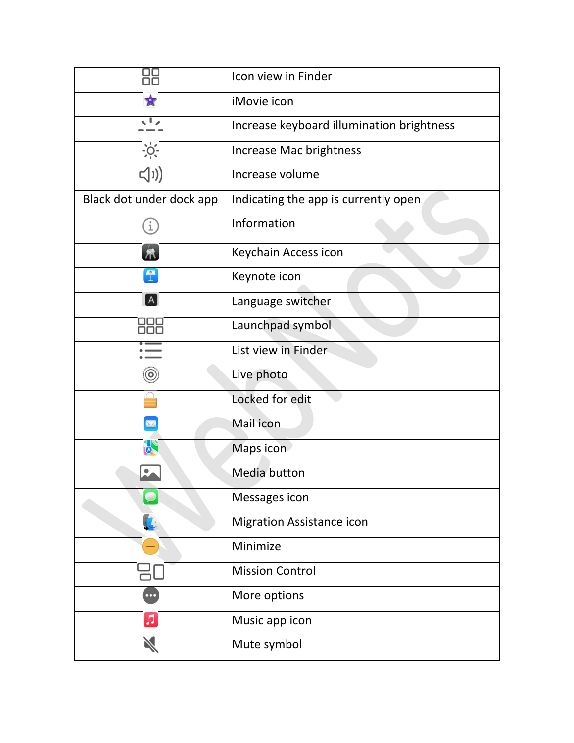| | |
|---|---|
| | Icon view in Finder |
| | iMovie icon |
| | Increase keyboard illumination brightness |
| | Increase Mac brightness |
| | Increase volume |
| Black dot under dock app | Indicating the app is currently open |
| | Information |
| | Keychain Access icon |
| | Keynote icon |
| A | Language switcher |
| | Launchpad symbol |
| | List view in Finder |
| | Live photo |
| | Locked for edit |
| | Mail icon |
| | Maps icon |
| | Media button |
| | Messages icon |
| | Migration Assistance icon |
| | Minimize |
| | Mission Control |
| | More options |
| | Music app icon |
| | Mute symbol |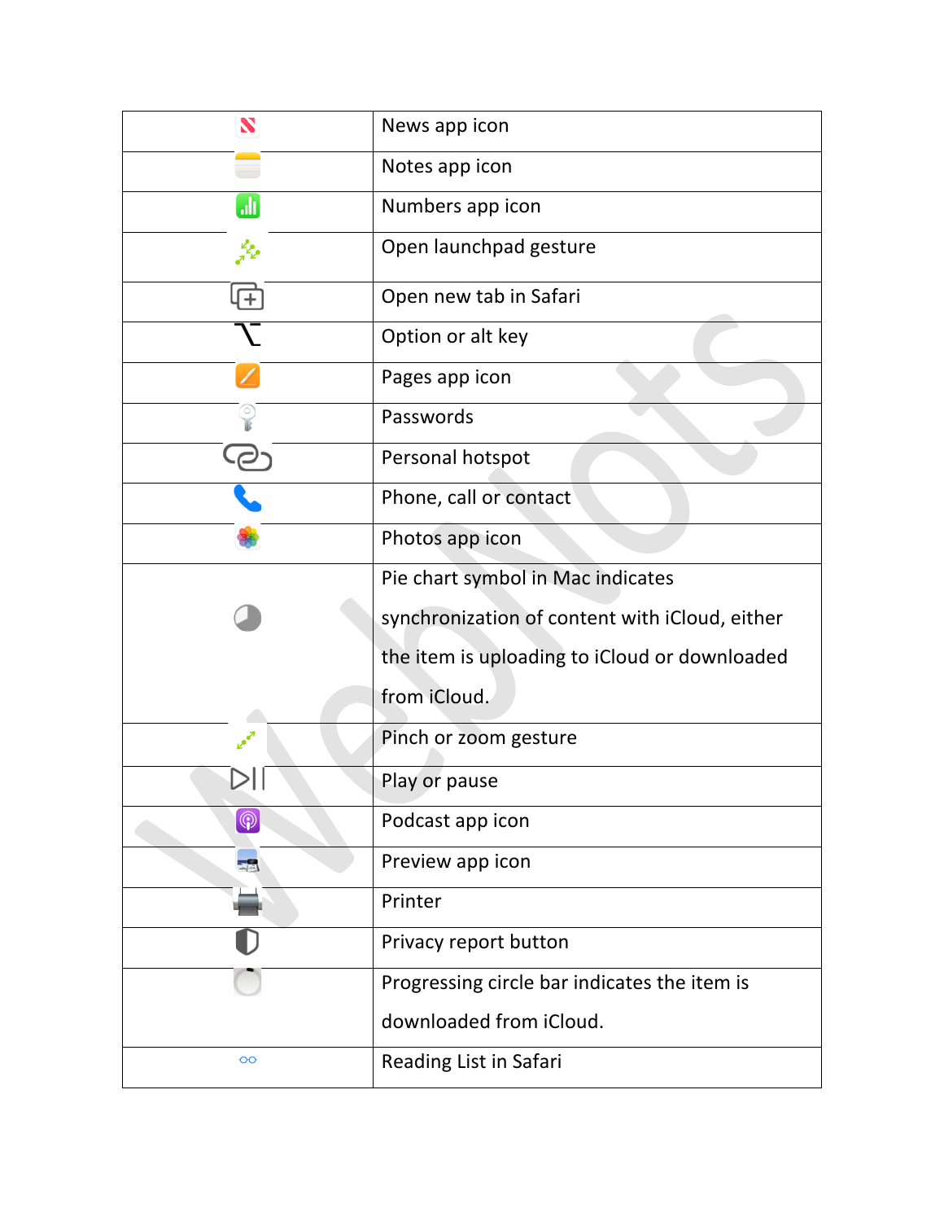| | |
|---|---|
| | News app icon |
| | Notes app icon |
| | Numbers app icon |
| | Open launchpad gesture |
| | Open new tab in Safari |
| ⌥ | Option or alt key |
| | Pages app icon |
| | Passwords |
| | Personal hotspot |
| | Phone, call or contact |
| | Photos app icon |
| | Pie chart symbol in Mac indicates synchronization of content with iCloud, either the item is uploading to iCloud or downloaded from iCloud. |
| | Pinch or zoom gesture |
| | Play or pause |
| | Podcast app icon |
| | Preview app icon |
| | Printer |
| | Privacy report button |
| | Progressing circle bar indicates the item is downloaded from iCloud. |
| | Reading List in Safari |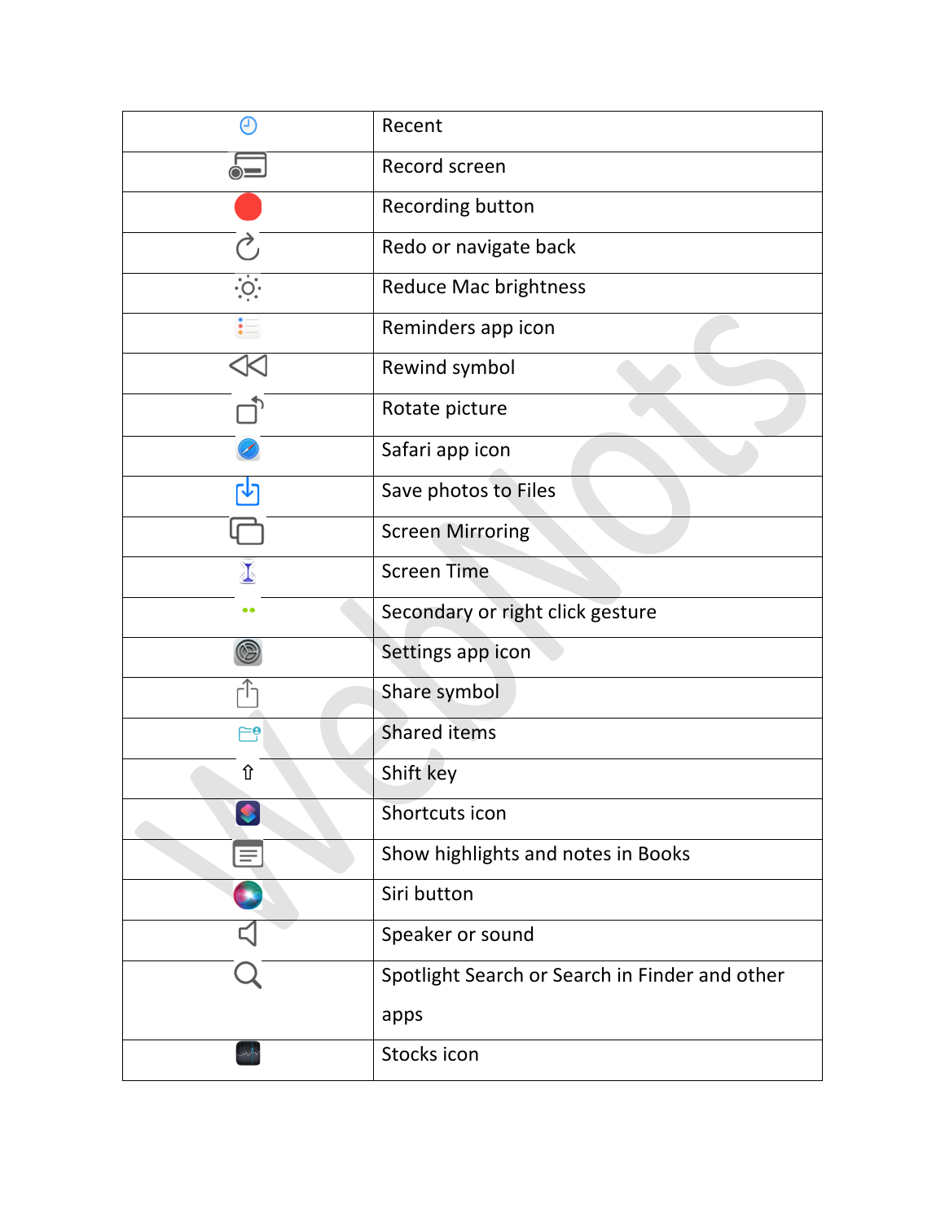| | |
|---|---|
| | Recent |
| | Record screen |
| | Recording button |
| | Redo or navigate back |
| | Reduce Mac brightness |
| | Reminders app icon |
| | Rewind symbol |
| | Rotate picture |
| | Safari app icon |
| | Save photos to Files |
| | Screen Mirroring |
| | Screen Time |
| | Secondary or right click gesture |
| | Settings app icon |
| | Share symbol |
| | Shared items |
| ⇧ | Shift key |
| | Shortcuts icon |
| | Show highlights and notes in Books |
| | Siri button |
| | Speaker or sound |
| | Spotlight Search or Search in Finder and other apps |
| | Stocks icon |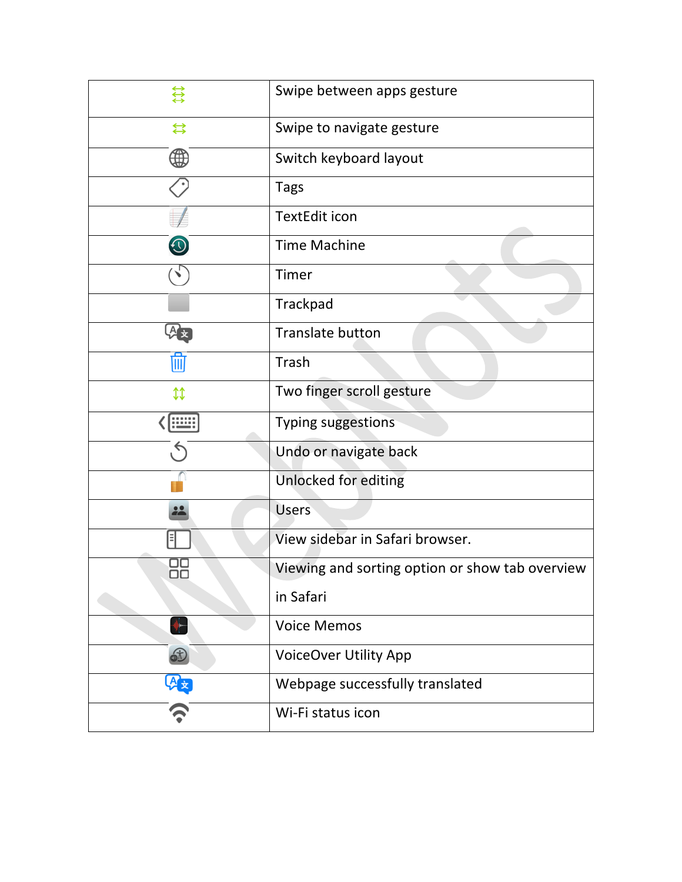| | |
|---|---|
| | Swipe between apps gesture |
| | Swipe to navigate gesture |
| | Switch keyboard layout |
| | Tags |
| | TextEdit icon |
| | Time Machine |
| | Timer |
| | Trackpad |
| | Translate button |
| | Trash |
| | Two finger scroll gesture |
| | Typing suggestions |
| | Undo or navigate back |
| | Unlocked for editing |
| | Users |
| | View sidebar in Safari browser. |
| | Viewing and sorting option or show tab overview in Safari |
| | Voice Memos |
| | VoiceOver Utility App |
| | Webpage successfully translated |
| | Wi-Fi status icon |